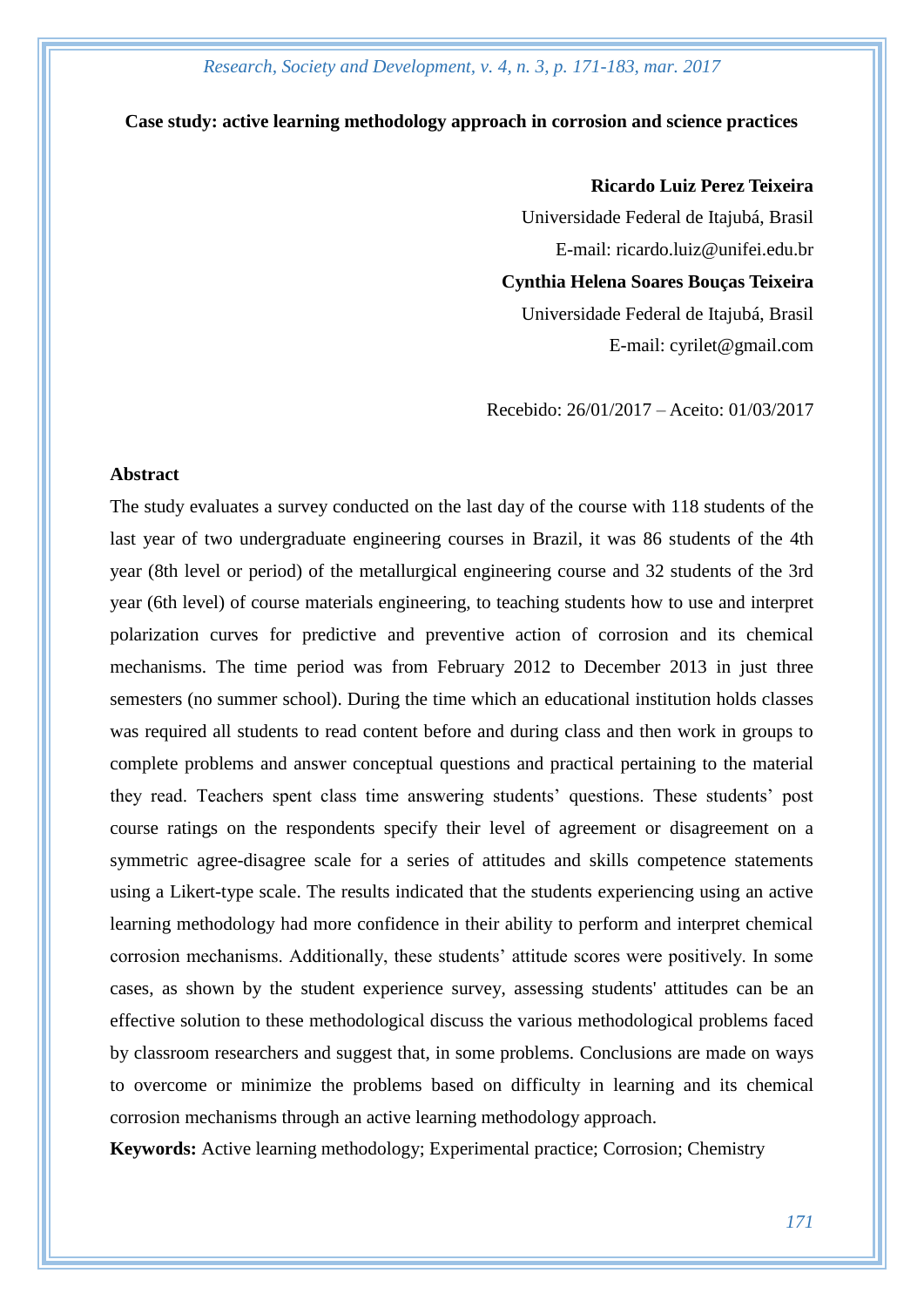# Case study: active learning methodology approach in corrosion and science practices

**Ricardo Luiz Perez Teixeira**

Universidade Federal de Itajubá, Brasil

E-mail: ricardo.luiz@unifei.edu.br

**Cynthia Helena Soares Bouças Teixeira**

Universidade Federal de Itajubá, Brasil

E-mail: cyrilet@gmail.com

Recebido: 26/01/2017 – Aceito: 01/03/2017

## Abstract

The study evaluates a survey conducted on the last day of the course with 118 students of the last year of two undergraduate engineering courses in Brazil, it was 86 students of the 4th year (8th level or period) of the metallurgical engineering course and 32 students of the 3rd year (6th level) of course materials engineering, to teaching students how to use and interpret polarization curves for predictive and preventive action of corrosion and its chemical mechanisms. The time period was from February 2012 to December 2013 in just three semesters (no summer school). During the time which an educational institution holds classes was required all students to read content before and during class and then work in groups to complete problems and answer conceptual questions and practical pertaining to the material they read. Teachers spent class time answering students' questions. These students' post course ratings on the respondents specify their level of agreement or disagreement on a symmetric agree-disagree scale for a series of attitudes and skills competence statements using a Likert-type scale. The results indicated that the students experiencing using an active learning methodology had more confidence in their ability to perform and interpret chemical corrosion mechanisms. Additionally, these students' attitude scores were positively. In some cases, as shown by the student experience survey, assessing students' attitudes can be an effective solution to these methodological discuss the various methodological problems faced by classroom researchers and suggest that, in some problems. Conclusions are made on ways to overcome or minimize the problems based on difficulty in learning and its chemical corrosion mechanisms through an active learning methodology approach.

**Keywords:** Active learning methodology; Experimental practice; Corrosion; Chemistry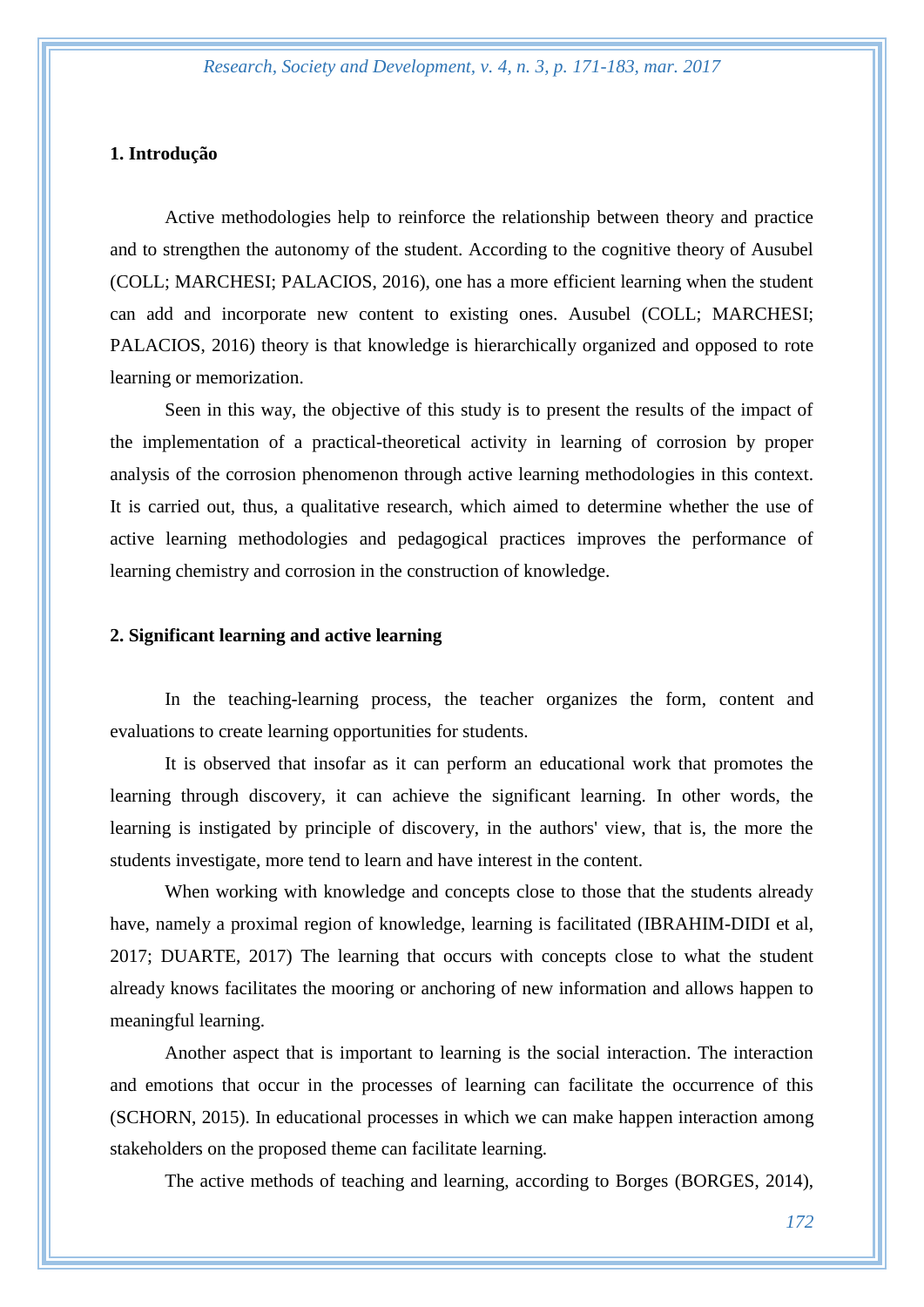## 1. Introdução

Active methodologies help to reinforce the relationship between theory and practice and to strengthen the autonomy of the student. According to the cognitive theory of Ausubel (COLL; MARCHESI; PALACIOS, 2016), one has a more efficient learning when the student can add and incorporate new content to existing ones. Ausubel (COLL; MARCHESI; PALACIOS, 2016) theory is that knowledge is hierarchically organized and opposed to rote learning or memorization.

Seen in this way, the objective of this study is to present the results of the impact of the implementation of a practical-theoretical activity in learning of corrosion by proper analysis of the corrosion phenomenon through active learning methodologies in this context. It is carried out, thus, a qualitative research, which aimed to determine whether the use of active learning methodologies and pedagogical practices improves the performance of learning chemistry and corrosion in the construction of knowledge.

## 2. Significant learning and active learning

In the teaching-learning process, the teacher organizes the form, content and evaluations to create learning opportunities for students.

It is observed that insofar as it can perform an educational work that promotes the learning through discovery, it can achieve the significant learning. In other words, the learning is instigated by principle of discovery, in the authors' view, that is, the more the students investigate, more tend to learn and have interest in the content.

When working with knowledge and concepts close to those that the students already have, namely a proximal region of knowledge, learning is facilitated (IBRAHIM-DIDI et al, 2017; DUARTE, 2017) The learning that occurs with concepts close to what the student already knows facilitates the mooring or anchoring of new information and allows happen to meaningful learning.

Another aspect that is important to learning is the social interaction. The interaction and emotions that occur in the processes of learning can facilitate the occurrence of this (SCHORN, 2015). In educational processes in which we can make happen interaction among stakeholders on the proposed theme can facilitate learning.

The active methods of teaching and learning, according to Borges (BORGES, 2014),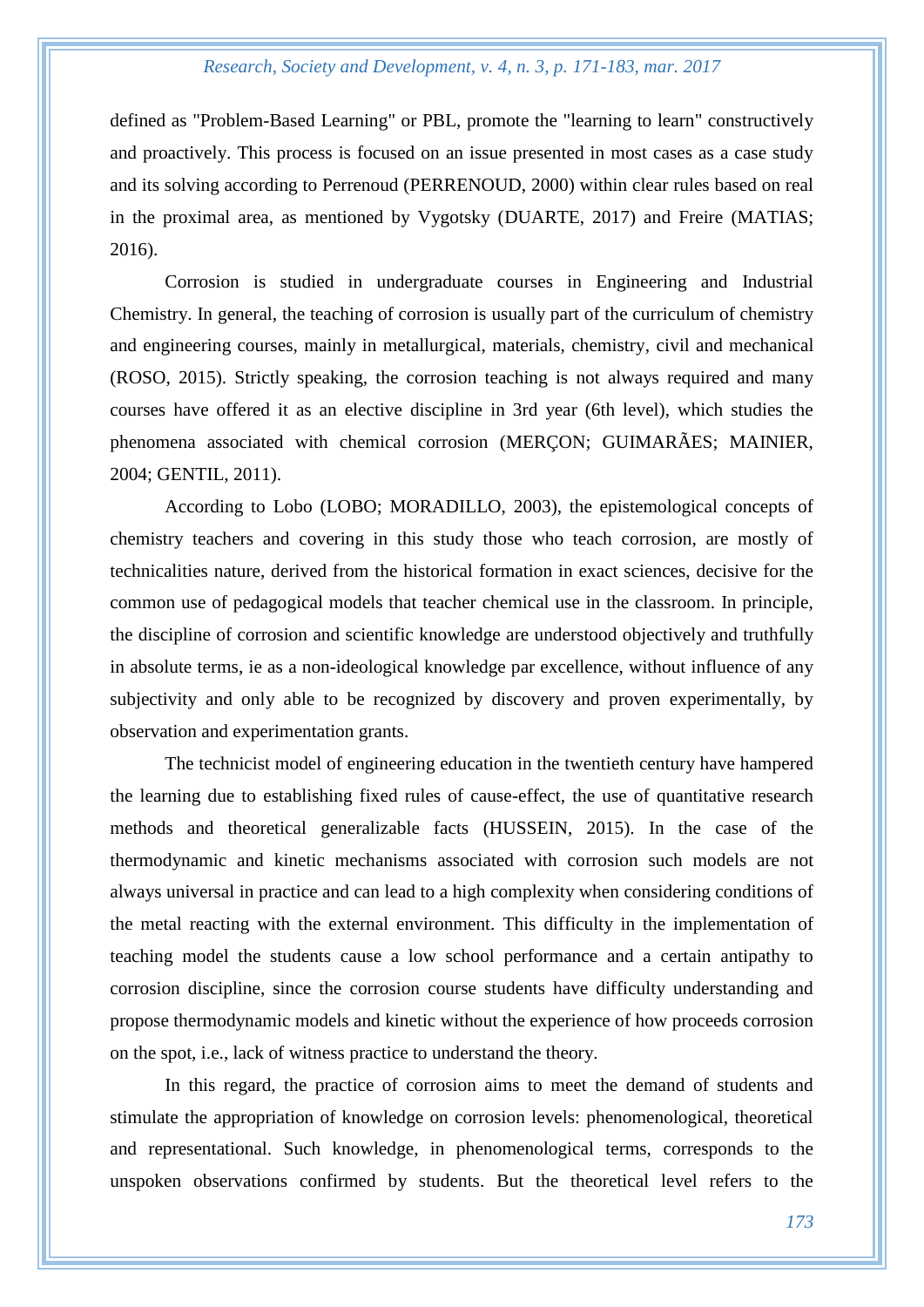defined as "Problem-Based Learning" or PBL, promote the "learning to learn" constructively and proactively. This process is focused on an issue presented in most cases as a case study and its solving according to Perrenoud (PERRENOUD, 2000) within clear rules based on real in the proximal area, as mentioned by Vygotsky (DUARTE, 2017) and Freire (MATIAS; 2016).

Corrosion is studied in undergraduate courses in Engineering and Industrial Chemistry. In general, the teaching of corrosion is usually part of the curriculum of chemistry and engineering courses, mainly in metallurgical, materials, chemistry, civil and mechanical (ROSO, 2015). Strictly speaking, the corrosion teaching is not always required and many courses have offered it as an elective discipline in 3rd year (6th level), which studies the phenomena associated with chemical corrosion (MERÇON; GUIMARÃES; MAINIER, 2004; GENTIL, 2011).

According to Lobo (LOBO; MORADILLO, 2003), the epistemological concepts of chemistry teachers and covering in this study those who teach corrosion, are mostly of technicalities nature, derived from the historical formation in exact sciences, decisive for the common use of pedagogical models that teacher chemical use in the classroom. In principle, the discipline of corrosion and scientific knowledge are understood objectively and truthfully in absolute terms, ie as a non-ideological knowledge par excellence, without influence of any subjectivity and only able to be recognized by discovery and proven experimentally, by observation and experimentation grants.

The technicist model of engineering education in the twentieth century have hampered the learning due to establishing fixed rules of cause-effect, the use of quantitative research methods and theoretical generalizable facts (HUSSEIN, 2015). In the case of the thermodynamic and kinetic mechanisms associated with corrosion such models are not always universal in practice and can lead to a high complexity when considering conditions of the metal reacting with the external environment. This difficulty in the implementation of teaching model the students cause a low school performance and a certain antipathy to corrosion discipline, since the corrosion course students have difficulty understanding and propose thermodynamic models and kinetic without the experience of how proceeds corrosion on the spot, i.e., lack of witness practice to understand the theory.

In this regard, the practice of corrosion aims to meet the demand of students and stimulate the appropriation of knowledge on corrosion levels: phenomenological, theoretical and representational. Such knowledge, in phenomenological terms, corresponds to the unspoken observations confirmed by students. But the theoretical level refers to the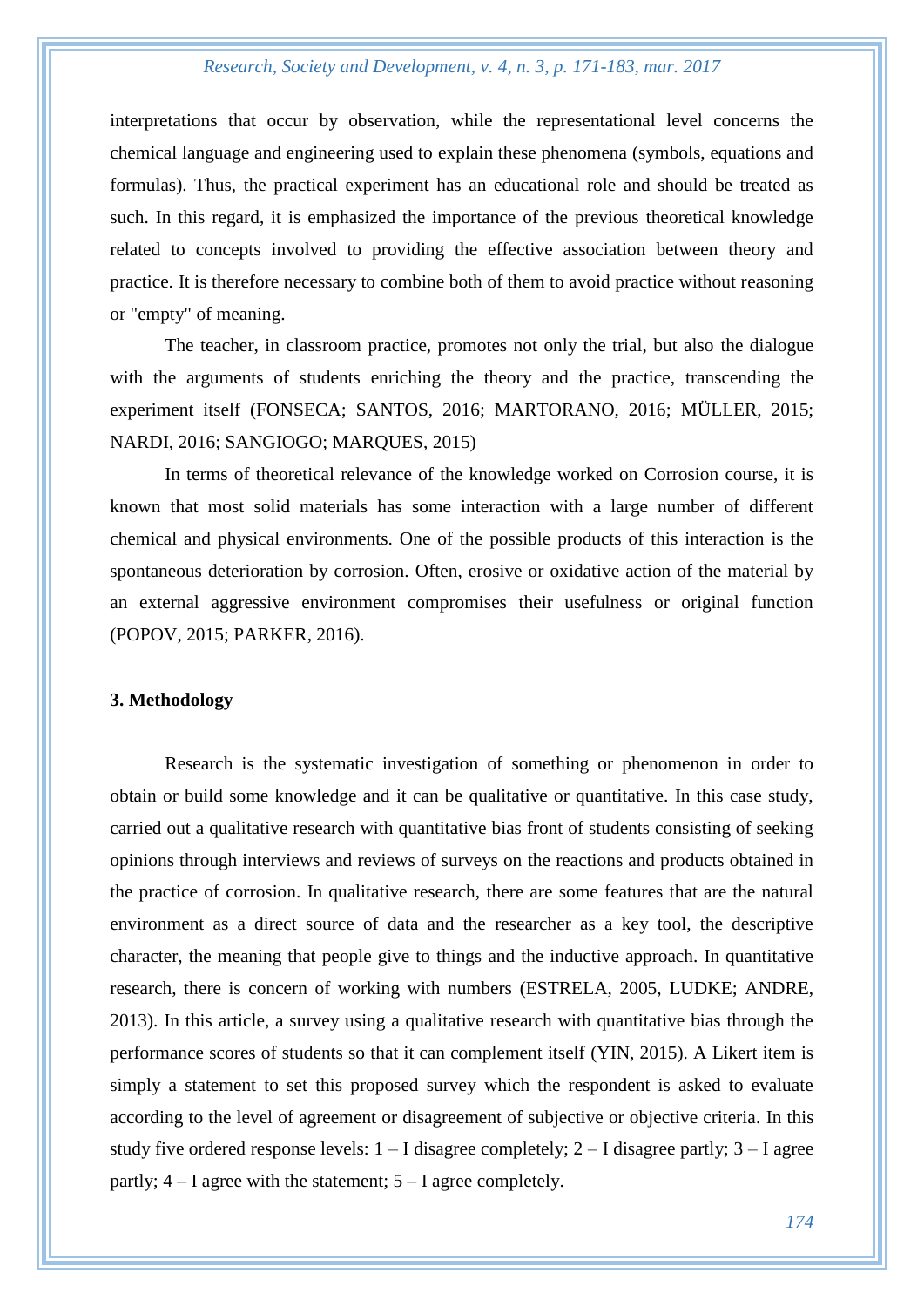interpretations that occur by observation, while the representational level concerns the chemical language and engineering used to explain these phenomena (symbols, equations and formulas). Thus, the practical experiment has an educational role and should be treated as such. In this regard, it is emphasized the importance of the previous theoretical knowledge related to concepts involved to providing the effective association between theory and practice. It is therefore necessary to combine both of them to avoid practice without reasoning or "empty" of meaning.

The teacher, in classroom practice, promotes not only the trial, but also the dialogue with the arguments of students enriching the theory and the practice, transcending the experiment itself (FONSECA; SANTOS, 2016; MARTORANO, 2016; MÜLLER, 2015; NARDI, 2016; SANGIOGO; MARQUES, 2015)

In terms of theoretical relevance of the knowledge worked on Corrosion course, it is known that most solid materials has some interaction with a large number of different chemical and physical environments. One of the possible products of this interaction is the spontaneous deterioration by corrosion. Often, erosive or oxidative action of the material by an external aggressive environment compromises their usefulness or original function (POPOV, 2015; PARKER, 2016).

## 3. Methodology

Research is the systematic investigation of something or phenomenon in order to obtain or build some knowledge and it can be qualitative or quantitative. In this case study, carried out a qualitative research with quantitative bias front of students consisting of seeking opinions through interviews and reviews of surveys on the reactions and products obtained in the practice of corrosion. In qualitative research, there are some features that are the natural environment as a direct source of data and the researcher as a key tool, the descriptive character, the meaning that people give to things and the inductive approach. In quantitative research, there is concern of working with numbers (ESTRELA, 2005, LUDKE; ANDRE, 2013). In this article, a survey using a qualitative research with quantitative bias through the performance scores of students so that it can complement itself (YIN, 2015). A Likert item is simply a statement to set this proposed survey which the respondent is asked to evaluate according to the level of agreement or disagreement of subjective or objective criteria. In this study five ordered response levels: 1 – I disagree completely; 2 – I disagree partly; 3 – I agree partly; 4 – I agree with the statement; 5 – I agree completely.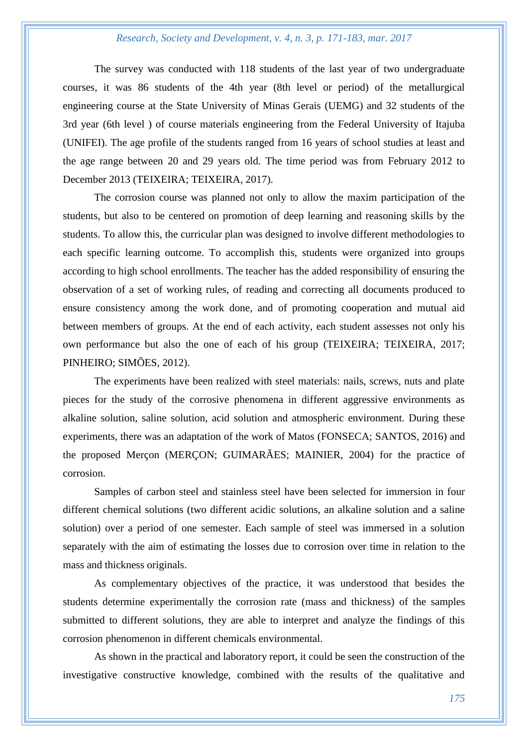The survey was conducted with 118 students of the last year of two undergraduate courses, it was 86 students of the 4th year (8th level or period) of the metallurgical engineering course at the State University of Minas Gerais (UEMG) and 32 students of the 3rd year (6th level ) of course materials engineering from the Federal University of Itajuba (UNIFEI). The age profile of the students ranged from 16 years of school studies at least and the age range between 20 and 29 years old. The time period was from February 2012 to December 2013 (TEIXEIRA; TEIXEIRA, 2017).

The corrosion course was planned not only to allow the maxim participation of the students, but also to be centered on promotion of deep learning and reasoning skills by the students. To allow this, the curricular plan was designed to involve different methodologies to each specific learning outcome. To accomplish this, students were organized into groups according to high school enrollments. The teacher has the added responsibility of ensuring the observation of a set of working rules, of reading and correcting all documents produced to ensure consistency among the work done, and of promoting cooperation and mutual aid between members of groups. At the end of each activity, each student assesses not only his own performance but also the one of each of his group (TEIXEIRA; TEIXEIRA, 2017; PINHEIRO; SIMÕES, 2012).

The experiments have been realized with steel materials: nails, screws, nuts and plate pieces for the study of the corrosive phenomena in different aggressive environments as alkaline solution, saline solution, acid solution and atmospheric environment. During these experiments, there was an adaptation of the work of Matos (FONSECA; SANTOS, 2016) and the proposed Merçon (MERÇON; GUIMARÃES; MAINIER, 2004) for the practice of corrosion.

Samples of carbon steel and stainless steel have been selected for immersion in four different chemical solutions (two different acidic solutions, an alkaline solution and a saline solution) over a period of one semester. Each sample of steel was immersed in a solution separately with the aim of estimating the losses due to corrosion over time in relation to the mass and thickness originals.

As complementary objectives of the practice, it was understood that besides the students determine experimentally the corrosion rate (mass and thickness) of the samples submitted to different solutions, they are able to interpret and analyze the findings of this corrosion phenomenon in different chemicals environmental.

As shown in the practical and laboratory report, it could be seen the construction of the investigative constructive knowledge, combined with the results of the qualitative and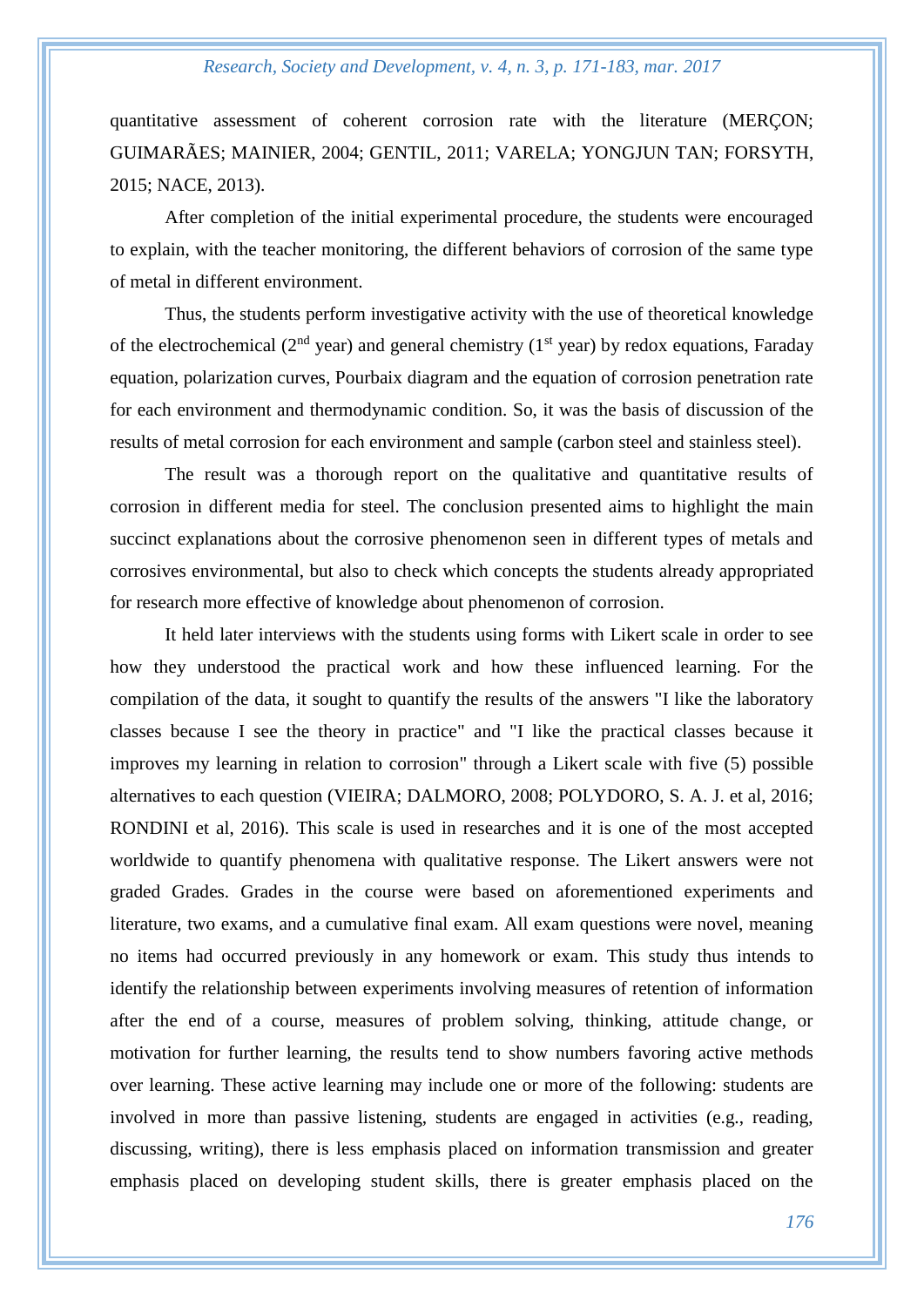quantitative assessment of coherent corrosion rate with the literature (MERÇON; GUIMARÃES; MAINIER, 2004; GENTIL, 2011; VARELA; YONGJUN TAN; FORSYTH, 2015; NACE, 2013).

After completion of the initial experimental procedure, the students were encouraged to explain, with the teacher monitoring, the different behaviors of corrosion of the same type of metal in different environment.

Thus, the students perform investigative activity with the use of theoretical knowledge of the electrochemical (2$^{nd}$ year) and general chemistry (1$^{st}$ year) by redox equations, Faraday equation, polarization curves, Pourbaix diagram and the equation of corrosion penetration rate for each environment and thermodynamic condition. So, it was the basis of discussion of the results of metal corrosion for each environment and sample (carbon steel and stainless steel).

The result was a thorough report on the qualitative and quantitative results of corrosion in different media for steel. The conclusion presented aims to highlight the main succinct explanations about the corrosive phenomenon seen in different types of metals and corrosives environmental, but also to check which concepts the students already appropriated for research more effective of knowledge about phenomenon of corrosion.

It held later interviews with the students using forms with Likert scale in order to see how they understood the practical work and how these influenced learning. For the compilation of the data, it sought to quantify the results of the answers "I like the laboratory classes because I see the theory in practice" and "I like the practical classes because it improves my learning in relation to corrosion" through a Likert scale with five (5) possible alternatives to each question (VIEIRA; DALMORO, 2008; POLYDORO, S. A. J. et al, 2016; RONDINI et al, 2016). This scale is used in researches and it is one of the most accepted worldwide to quantify phenomena with qualitative response. The Likert answers were not graded Grades. Grades in the course were based on aforementioned experiments and literature, two exams, and a cumulative final exam. All exam questions were novel, meaning no items had occurred previously in any homework or exam. This study thus intends to identify the relationship between experiments involving measures of retention of information after the end of a course, measures of problem solving, thinking, attitude change, or motivation for further learning, the results tend to show numbers favoring active methods over learning. These active learning may include one or more of the following: students are involved in more than passive listening, students are engaged in activities (e.g., reading, discussing, writing), there is less emphasis placed on information transmission and greater emphasis placed on developing student skills, there is greater emphasis placed on the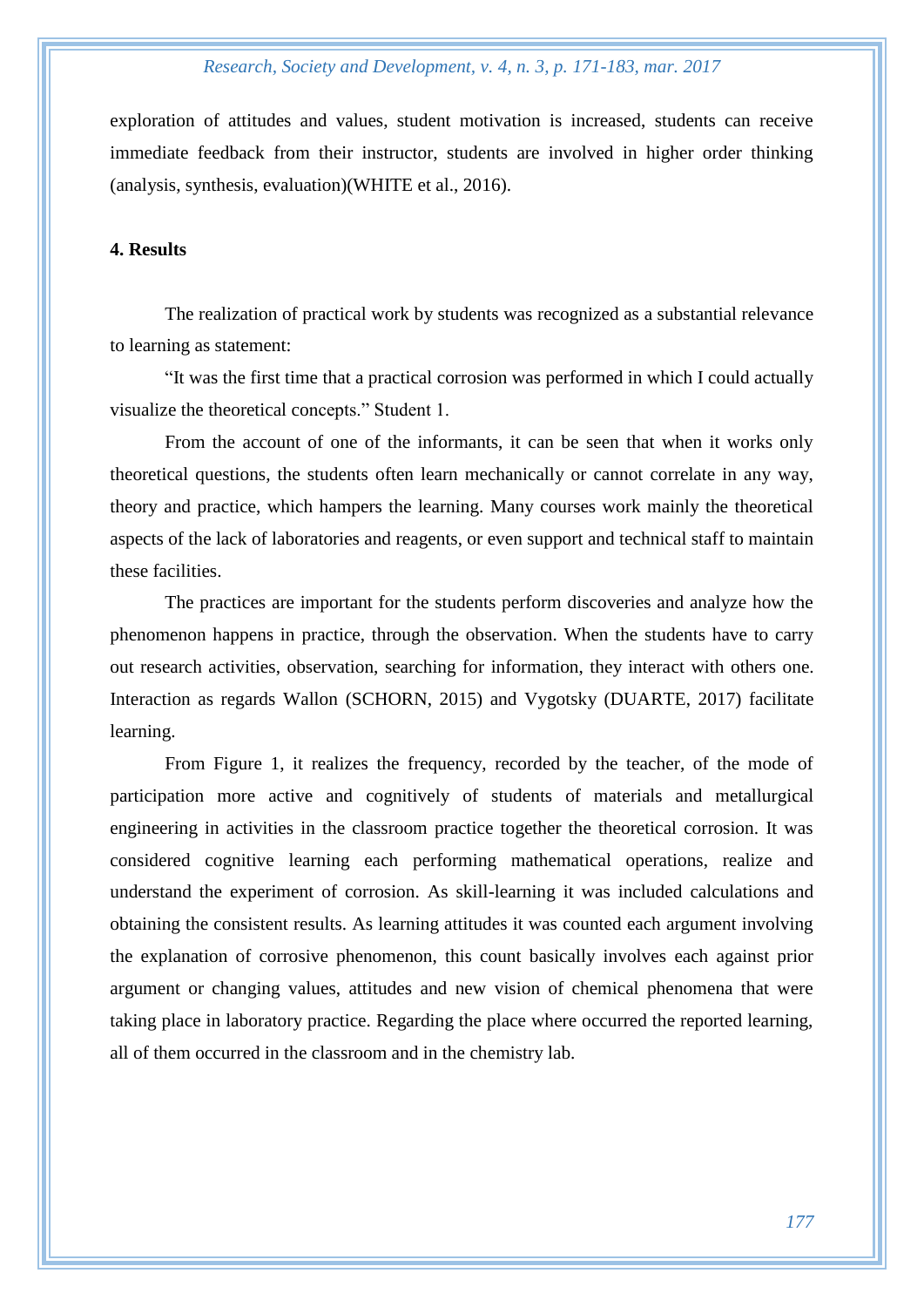exploration of attitudes and values, student motivation is increased, students can receive immediate feedback from their instructor, students are involved in higher order thinking (analysis, synthesis, evaluation)(WHITE et al., 2016).

## 4. Results

The realization of practical work by students was recognized as a substantial relevance to learning as statement:

"It was the first time that a practical corrosion was performed in which I could actually visualize the theoretical concepts." Student 1.

From the account of one of the informants, it can be seen that when it works only theoretical questions, the students often learn mechanically or cannot correlate in any way, theory and practice, which hampers the learning. Many courses work mainly the theoretical aspects of the lack of laboratories and reagents, or even support and technical staff to maintain these facilities.

The practices are important for the students perform discoveries and analyze how the phenomenon happens in practice, through the observation. When the students have to carry out research activities, observation, searching for information, they interact with others one. Interaction as regards Wallon (SCHORN, 2015) and Vygotsky (DUARTE, 2017) facilitate learning.

From Figure 1, it realizes the frequency, recorded by the teacher, of the mode of participation more active and cognitively of students of materials and metallurgical engineering in activities in the classroom practice together the theoretical corrosion. It was considered cognitive learning each performing mathematical operations, realize and understand the experiment of corrosion. As skill-learning it was included calculations and obtaining the consistent results. As learning attitudes it was counted each argument involving the explanation of corrosive phenomenon, this count basically involves each against prior argument or changing values, attitudes and new vision of chemical phenomena that were taking place in laboratory practice. Regarding the place where occurred the reported learning, all of them occurred in the classroom and in the chemistry lab.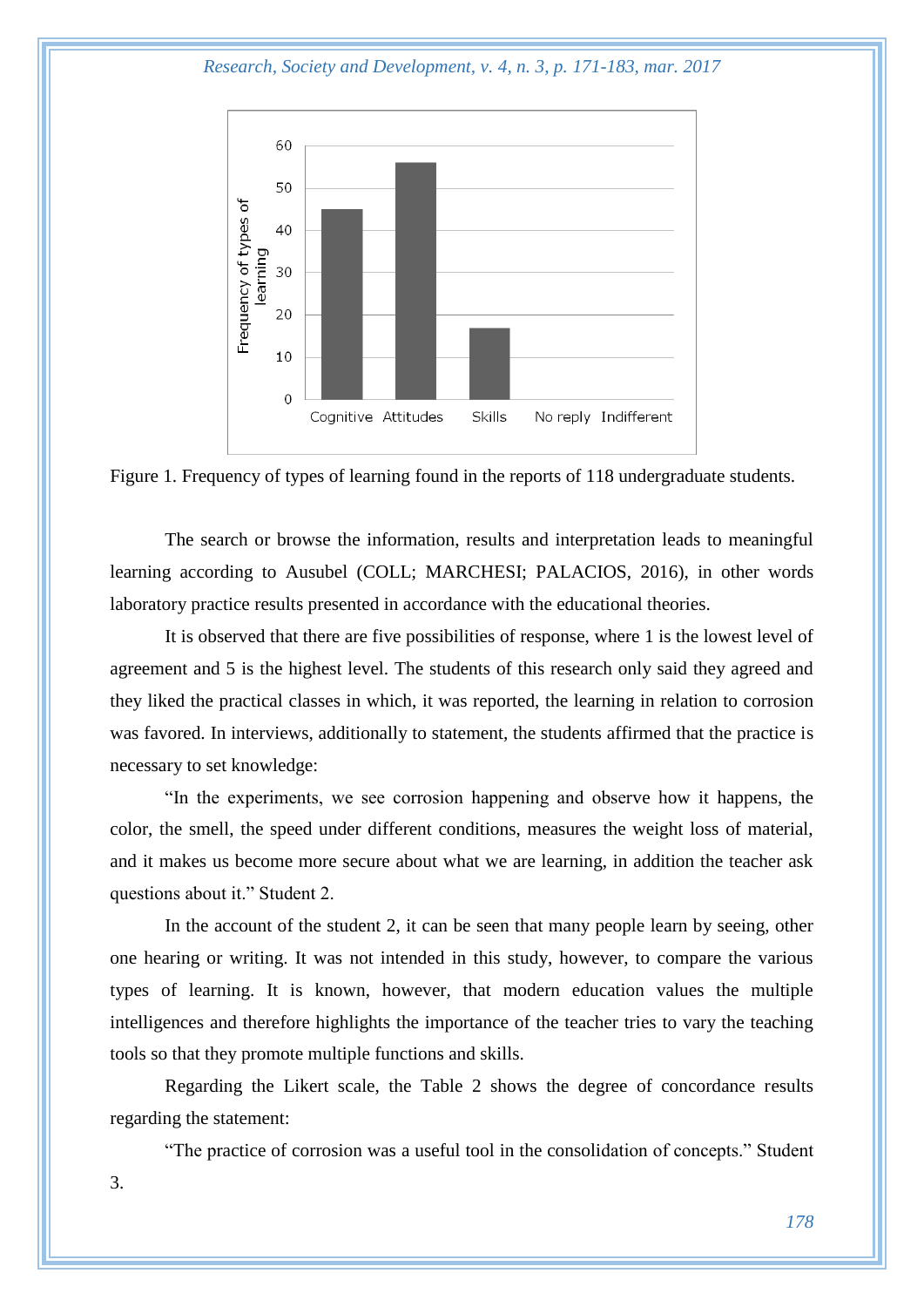Figure 1. Frequency of types of learning found in the reports of 118 undergraduate students.

The search or browse the information, results and interpretation leads to meaningful learning according to Ausubel (COLL; MARCHESI; PALACIOS, 2016), in other words laboratory practice results presented in accordance with the educational theories.

It is observed that there are five possibilities of response, where 1 is the lowest level of agreement and 5 is the highest level. The students of this research only said they agreed and they liked the practical classes in which, it was reported, the learning in relation to corrosion was favored. In interviews, additionally to statement, the students affirmed that the practice is necessary to set knowledge:

"In the experiments, we see corrosion happening and observe how it happens, the color, the smell, the speed under different conditions, measures the weight loss of material, and it makes us become more secure about what we are learning, in addition the teacher ask questions about it." Student 2.

In the account of the student 2, it can be seen that many people learn by seeing, other one hearing or writing. It was not intended in this study, however, to compare the various types of learning. It is known, however, that modern education values the multiple intelligences and therefore highlights the importance of the teacher tries to vary the teaching tools so that they promote multiple functions and skills.

Regarding the Likert scale, the Table 2 shows the degree of concordance results regarding the statement:

"The practice of corrosion was a useful tool in the consolidation of concepts." Student 3.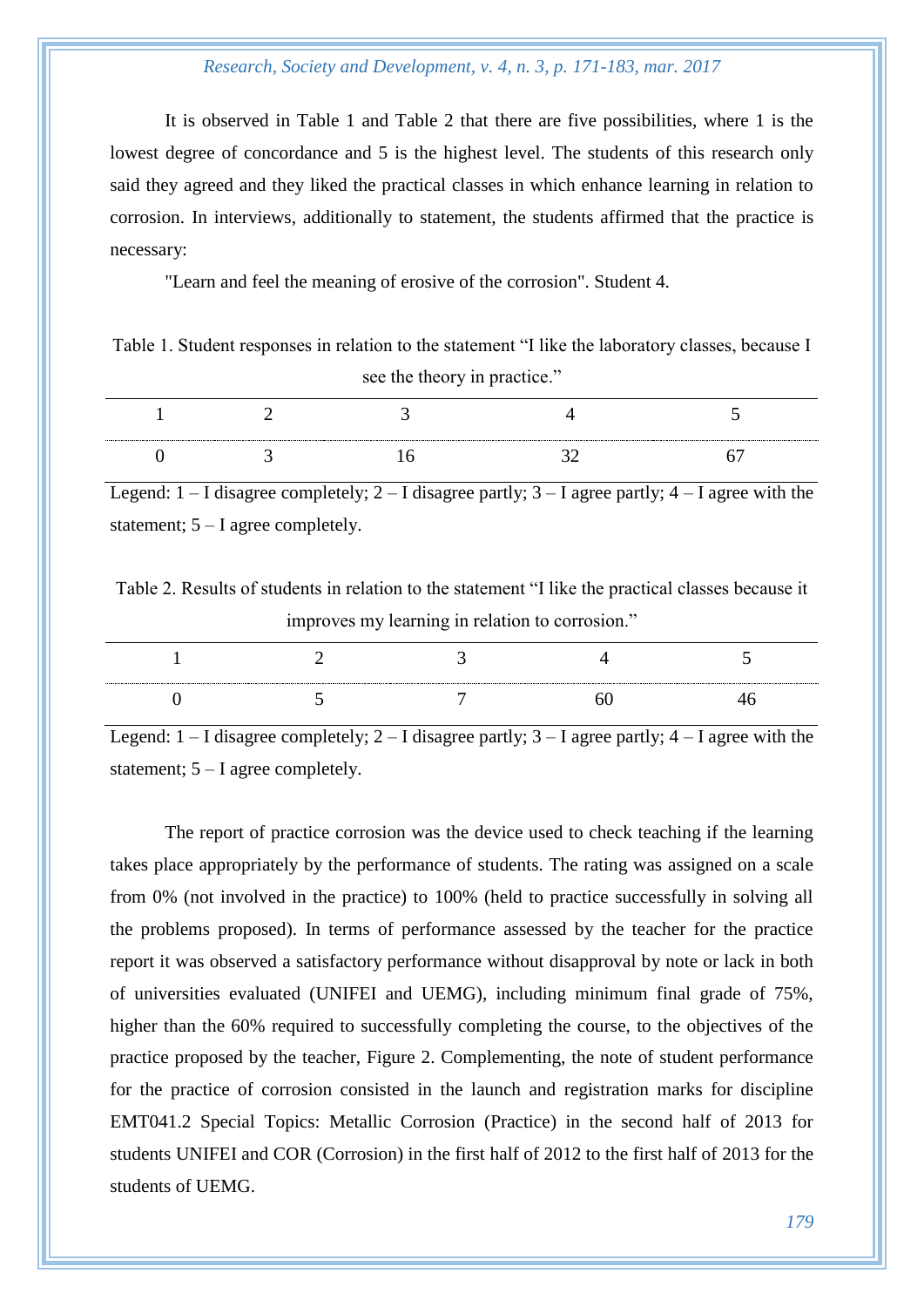It is observed in Table 1 and Table 2 that there are five possibilities, where 1 is the lowest degree of concordance and 5 is the highest level. The students of this research only said they agreed and they liked the practical classes in which enhance learning in relation to corrosion. In interviews, additionally to statement, the students affirmed that the practice is necessary:

"Learn and feel the meaning of erosive of the corrosion". Student 4.

Table 1. Student responses in relation to the statement "I like the laboratory classes, because I see the theory in practice."

| 1 | 2 | 3 | 4 | 5 |
|---|---|---|---|---|
| 0 | 3 | 16 | 32 | 67 |

Legend: 1 – I disagree completely; 2 – I disagree partly; 3 – I agree partly; 4 – I agree with the statement; 5 – I agree completely.

Table 2. Results of students in relation to the statement "I like the practical classes because it improves my learning in relation to corrosion."

| 1 | 2 | 3 | 4 | 5 |
|---|---|---|---|---|
| 0 | 5 | 7 | 60 | 46 |

Legend: 1 – I disagree completely; 2 – I disagree partly; 3 – I agree partly; 4 – I agree with the statement; 5 – I agree completely.

The report of practice corrosion was the device used to check teaching if the learning takes place appropriately by the performance of students. The rating was assigned on a scale from 0% (not involved in the practice) to 100% (held to practice successfully in solving all the problems proposed). In terms of performance assessed by the teacher for the practice report it was observed a satisfactory performance without disapproval by note or lack in both of universities evaluated (UNIFEI and UEMG), including minimum final grade of 75%, higher than the 60% required to successfully completing the course, to the objectives of the practice proposed by the teacher, Figure 2. Complementing, the note of student performance for the practice of corrosion consisted in the launch and registration marks for discipline EMT041.2 Special Topics: Metallic Corrosion (Practice) in the second half of 2013 for students UNIFEI and COR (Corrosion) in the first half of 2012 to the first half of 2013 for the students of UEMG.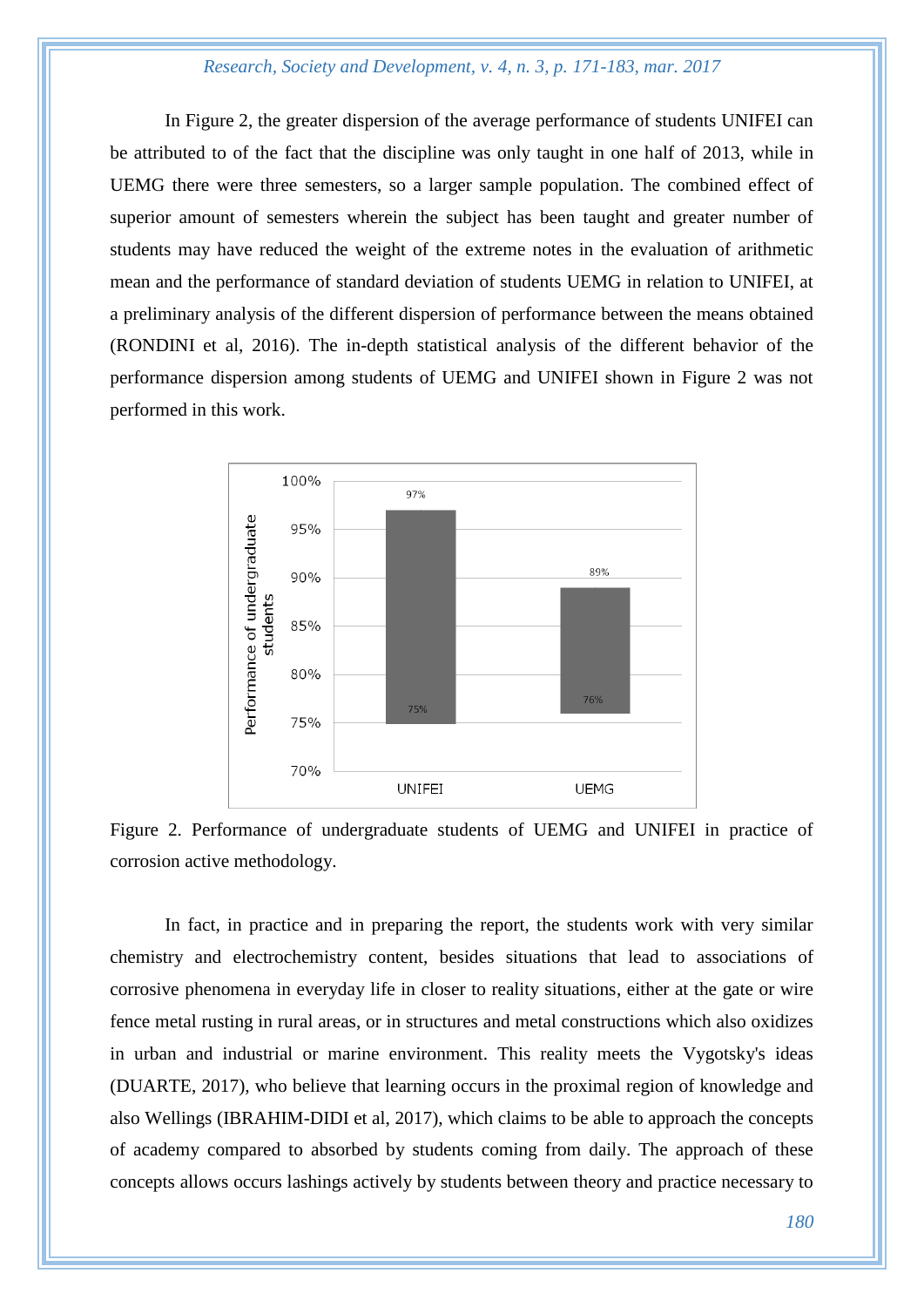In Figure 2, the greater dispersion of the average performance of students UNIFEI can be attributed to of the fact that the discipline was only taught in one half of 2013, while in UEMG there were three semesters, so a larger sample population. The combined effect of superior amount of semesters wherein the subject has been taught and greater number of students may have reduced the weight of the extreme notes in the evaluation of arithmetic mean and the performance of standard deviation of students UEMG in relation to UNIFEI, at a preliminary analysis of the different dispersion of performance between the means obtained (RONDINI et al, 2016). The in-depth statistical analysis of the different behavior of the performance dispersion among students of UEMG and UNIFEI shown in Figure 2 was not performed in this work.

Figure 2. Performance of undergraduate students of UEMG and UNIFEI in practice of corrosion active methodology.

In fact, in practice and in preparing the report, the students work with very similar chemistry and electrochemistry content, besides situations that lead to associations of corrosive phenomena in everyday life in closer to reality situations, either at the gate or wire fence metal rusting in rural areas, or in structures and metal constructions which also oxidizes in urban and industrial or marine environment. This reality meets the Vygotsky's ideas (DUARTE, 2017), who believe that learning occurs in the proximal region of knowledge and also Wellings (IBRAHIM-DIDI et al, 2017), which claims to be able to approach the concepts of academy compared to absorbed by students coming from daily. The approach of these concepts allows occurs lashings actively by students between theory and practice necessary to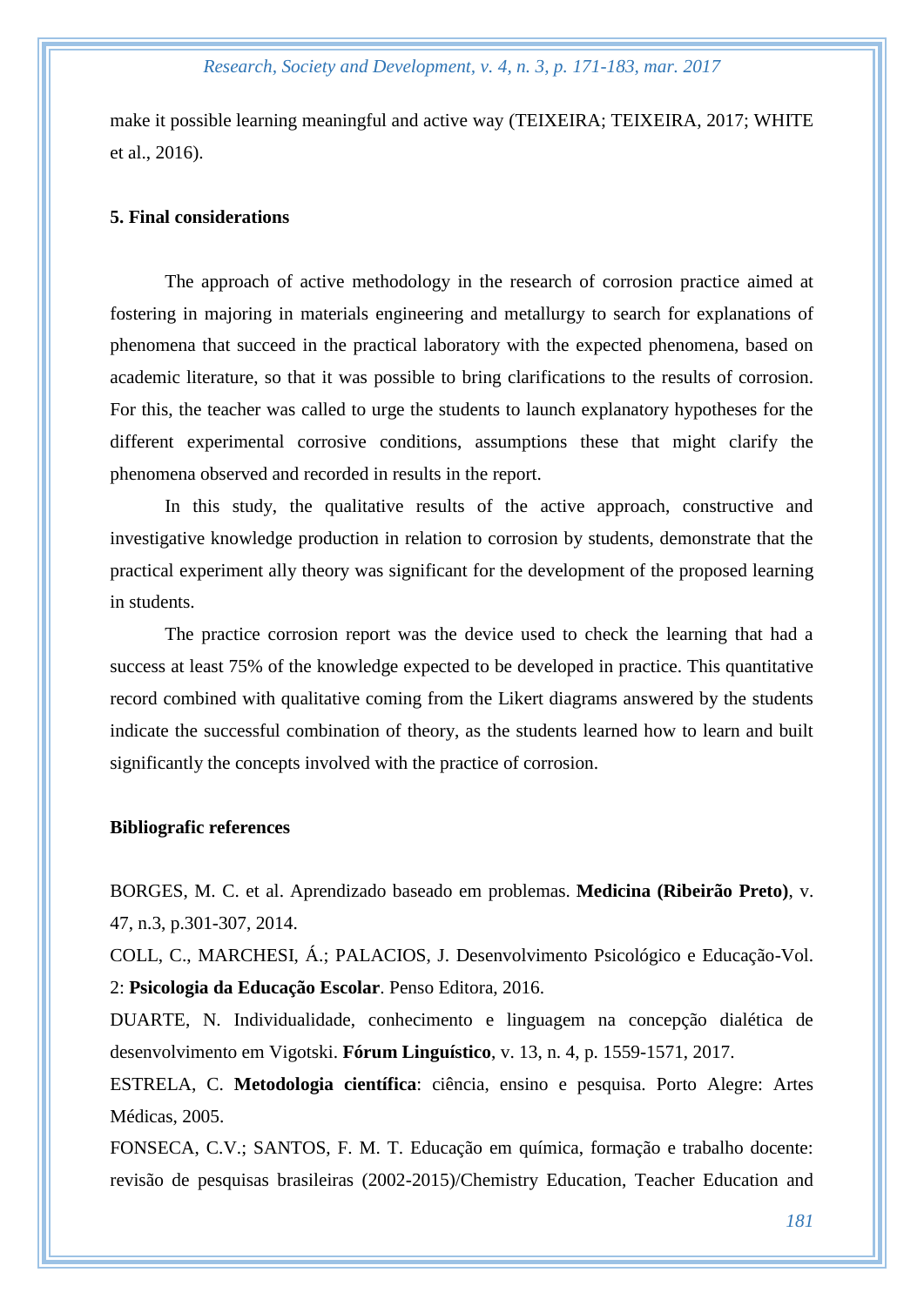make it possible learning meaningful and active way (TEIXEIRA; TEIXEIRA, 2017; WHITE et al., 2016).

## 5. Final considerations

The approach of active methodology in the research of corrosion practice aimed at fostering in majoring in materials engineering and metallurgy to search for explanations of phenomena that succeed in the practical laboratory with the expected phenomena, based on academic literature, so that it was possible to bring clarifications to the results of corrosion. For this, the teacher was called to urge the students to launch explanatory hypotheses for the different experimental corrosive conditions, assumptions these that might clarify the phenomena observed and recorded in results in the report.

In this study, the qualitative results of the active approach, constructive and investigative knowledge production in relation to corrosion by students, demonstrate that the practical experiment ally theory was significant for the development of the proposed learning in students.

The practice corrosion report was the device used to check the learning that had a success at least 75% of the knowledge expected to be developed in practice. This quantitative record combined with qualitative coming from the Likert diagrams answered by the students indicate the successful combination of theory, as the students learned how to learn and built significantly the concepts involved with the practice of corrosion.

## Bibliografic references

BORGES, M. C. et al. Aprendizado baseado em problemas. **Medicina (Ribeirão Preto)**, v. 47, n.3, p.301-307, 2014.

COLL, C., MARCHESI, Á.; PALACIOS, J. Desenvolvimento Psicológico e Educação-Vol. 2: **Psicologia da Educação Escolar**. Penso Editora, 2016.

DUARTE, N. Individualidade, conhecimento e linguagem na concepção dialética de desenvolvimento em Vigotski. **Fórum Linguístico**, v. 13, n. 4, p. 1559-1571, 2017.

ESTRELA, C. **Metodologia científica**: ciência, ensino e pesquisa. Porto Alegre: Artes Médicas, 2005.

FONSECA, C.V.; SANTOS, F. M. T. Educação em química, formação e trabalho docente: revisão de pesquisas brasileiras (2002-2015)/Chemistry Education, Teacher Education and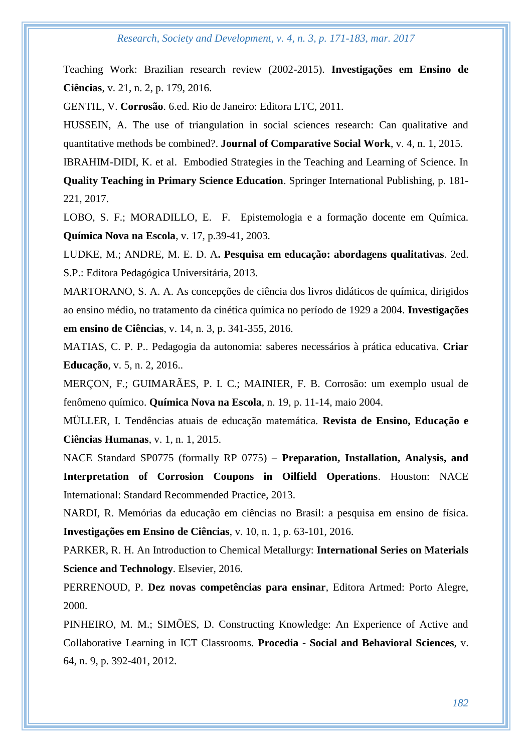Teaching Work: Brazilian research review (2002-2015). **Investigações em Ensino de Ciências**, v. 21, n. 2, p. 179, 2016.

GENTIL, V. **Corrosão**. 6.ed. Rio de Janeiro: Editora LTC, 2011.

HUSSEIN, A. The use of triangulation in social sciences research: Can qualitative and quantitative methods be combined?. **Journal of Comparative Social Work**, v. 4, n. 1, 2015.

IBRAHIM-DIDI, K. et al. Embodied Strategies in the Teaching and Learning of Science. In **Quality Teaching in Primary Science Education**. Springer International Publishing, p. 181-221, 2017.

LOBO, S. F.; MORADILLO, E. F. Epistemologia e a formação docente em Química. **Química Nova na Escola**, v. 17, p.39-41, 2003.

LUDKE, M.; ANDRE, M. E. D. A**. Pesquisa em educação: abordagens qualitativas**. 2ed. S.P.: Editora Pedagógica Universitária, 2013.

MARTORANO, S. A. A. As concepções de ciência dos livros didáticos de química, dirigidos ao ensino médio, no tratamento da cinética química no período de 1929 a 2004. **Investigações em ensino de Ciências**, v. 14, n. 3, p. 341-355, 2016.

MATIAS, C. P. P.. Pedagogia da autonomia: saberes necessários à prática educativa. **Criar Educação**, v. 5, n. 2, 2016..

MERÇON, F.; GUIMARÃES, P. I. C.; MAINIER, F. B. Corrosão: um exemplo usual de fenômeno químico. **Química Nova na Escola**, n. 19, p. 11-14, maio 2004.

MÜLLER, I. Tendências atuais de educação matemática. **Revista de Ensino, Educação e Ciências Humanas**, v. 1, n. 1, 2015.

NACE Standard SP0775 (formally RP 0775) – **Preparation, Installation, Analysis, and Interpretation of Corrosion Coupons in Oilfield Operations**. Houston: NACE International: Standard Recommended Practice, 2013.

NARDI, R. Memórias da educação em ciências no Brasil: a pesquisa em ensino de física. **Investigações em Ensino de Ciências**, v. 10, n. 1, p. 63-101, 2016.

PARKER, R. H. An Introduction to Chemical Metallurgy: **International Series on Materials Science and Technology**. Elsevier, 2016.

PERRENOUD, P. **Dez novas competências para ensinar**, Editora Artmed: Porto Alegre, 2000.

PINHEIRO, M. M.; SIMÕES, D. Constructing Knowledge: An Experience of Active and Collaborative Learning in ICT Classrooms. **Procedia - Social and Behavioral Sciences**, v. 64, n. 9, p. 392-401, 2012.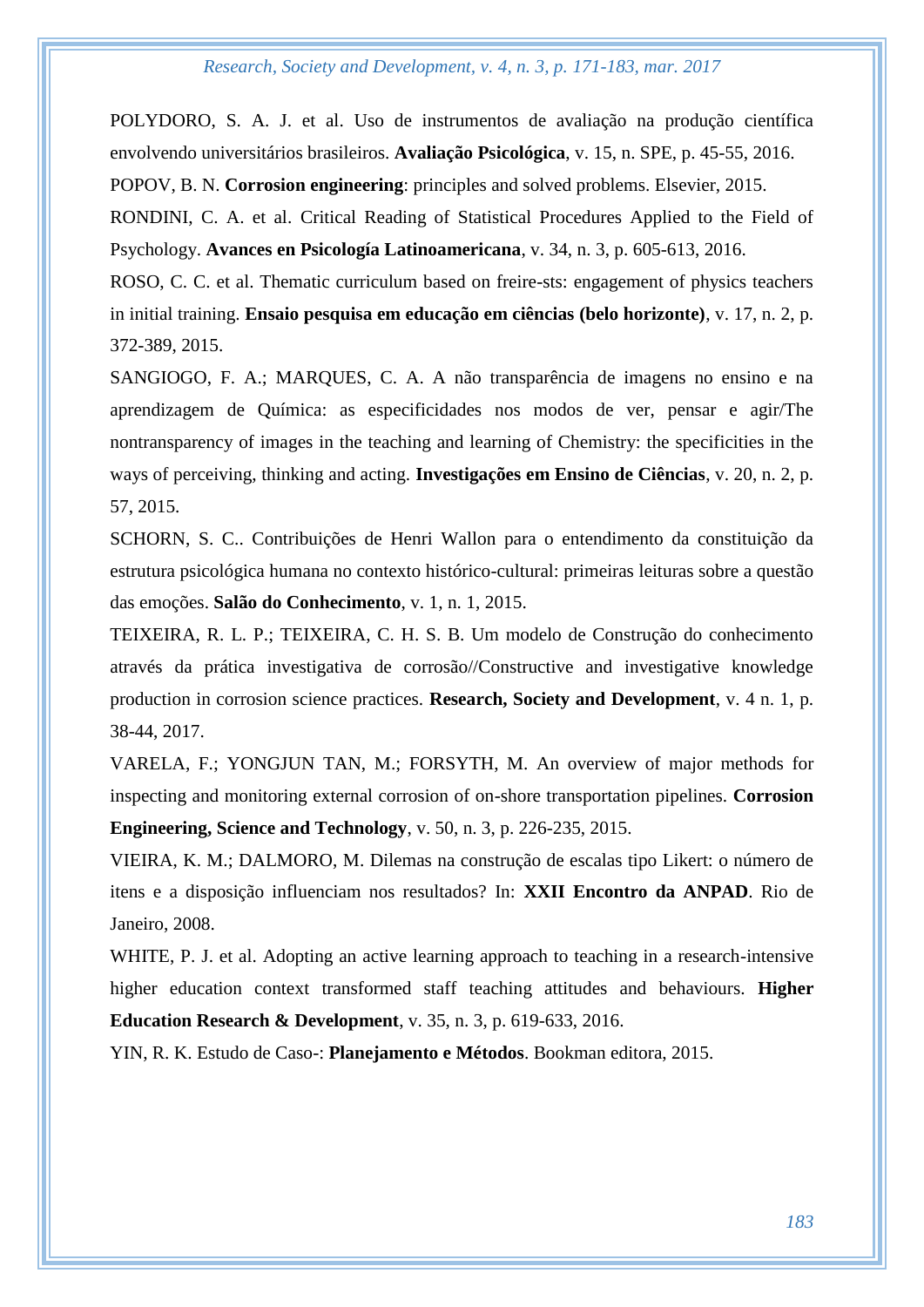POLYDORO, S. A. J. et al. Uso de instrumentos de avaliação na produção científica envolvendo universitários brasileiros. **Avaliação Psicológica**, v. 15, n. SPE, p. 45-55, 2016.

POPOV, B. N. **Corrosion engineering**: principles and solved problems. Elsevier, 2015.

RONDINI, C. A. et al. Critical Reading of Statistical Procedures Applied to the Field of Psychology. **Avances en Psicología Latinoamericana**, v. 34, n. 3, p. 605-613, 2016.

ROSO, C. C. et al. Thematic curriculum based on freire-sts: engagement of physics teachers in initial training. **Ensaio pesquisa em educação em ciências (belo horizonte)**, v. 17, n. 2, p. 372-389, 2015.

SANGIOGO, F. A.; MARQUES, C. A. A não transparência de imagens no ensino e na aprendizagem de Química: as especificidades nos modos de ver, pensar e agir/The nontransparency of images in the teaching and learning of Chemistry: the specificities in the ways of perceiving, thinking and acting. **Investigações em Ensino de Ciências**, v. 20, n. 2, p. 57, 2015.

SCHORN, S. C.. Contribuições de Henri Wallon para o entendimento da constituição da estrutura psicológica humana no contexto histórico-cultural: primeiras leituras sobre a questão das emoções. **Salão do Conhecimento**, v. 1, n. 1, 2015.

TEIXEIRA, R. L. P.; TEIXEIRA, C. H. S. B. Um modelo de Construção do conhecimento através da prática investigativa de corrosão//Constructive and investigative knowledge production in corrosion science practices. **Research, Society and Development**, v. 4 n. 1, p. 38-44, 2017.

VARELA, F.; YONGJUN TAN, M.; FORSYTH, M. An overview of major methods for inspecting and monitoring external corrosion of on-shore transportation pipelines. **Corrosion Engineering, Science and Technology**, v. 50, n. 3, p. 226-235, 2015.

VIEIRA, K. M.; DALMORO, M. Dilemas na construção de escalas tipo Likert: o número de itens e a disposição influenciam nos resultados? In: **XXII Encontro da ANPAD**. Rio de Janeiro, 2008.

WHITE, P. J. et al. Adopting an active learning approach to teaching in a research-intensive higher education context transformed staff teaching attitudes and behaviours. **Higher Education Research & Development**, v. 35, n. 3, p. 619-633, 2016.

YIN, R. K. Estudo de Caso-: **Planejamento e Métodos**. Bookman editora, 2015.